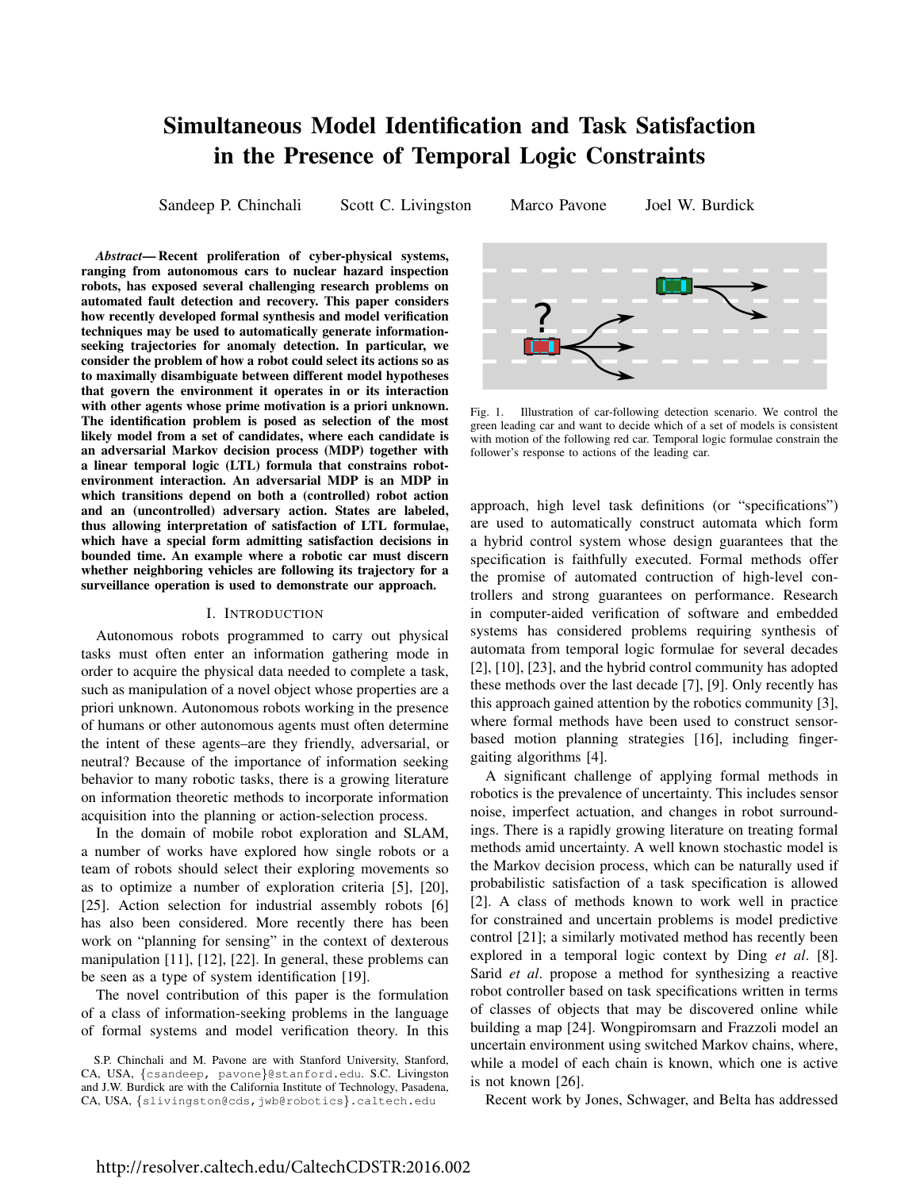# Simultaneous Model Identification and Task Satisfaction in the Presence of Temporal Logic Constraints

Sandeep P. Chinchali Scott C. Livingston Marco Pavone Joel W. Burdick

***Abstract*— Recent proliferation of cyber-physical systems, ranging from autonomous cars to nuclear hazard inspection robots, has exposed several challenging research problems on automated fault detection and recovery. This paper considers how recently developed formal synthesis and model verification techniques may be used to automatically generate information-seeking trajectories for anomaly detection. In particular, we consider the problem of how a robot could select its actions so as to maximally disambiguate between different model hypotheses that govern the environment it operates in or its interaction with other agents whose prime motivation is a priori unknown. The identification problem is posed as selection of the most likely model from a set of candidates, where each candidate is an adversarial Markov decision process (MDP) together with a linear temporal logic (LTL) formula that constrains robot-environment interaction. An adversarial MDP is an MDP in which transitions depend on both a (controlled) robot action and an (uncontrolled) adversary action. States are labeled, thus allowing interpretation of satisfaction of LTL formulae, which have a special form admitting satisfaction decisions in bounded time. An example where a robotic car must discern whether neighboring vehicles are following its trajectory for a surveillance operation is used to demonstrate our approach.**

## I. Introduction

Autonomous robots programmed to carry out physical tasks must often enter an information gathering mode in order to acquire the physical data needed to complete a task, such as manipulation of a novel object whose properties are a priori unknown. Autonomous robots working in the presence of humans or other autonomous agents must often determine the intent of these agents–are they friendly, adversarial, or neutral? Because of the importance of information seeking behavior to many robotic tasks, there is a growing literature on information theoretic methods to incorporate information acquisition into the planning or action-selection process.

In the domain of mobile robot exploration and SLAM, a number of works have explored how single robots or a team of robots should select their exploring movements so as to optimize a number of exploration criteria [5], [20], [25]. Action selection for industrial assembly robots [6] has also been considered. More recently there has been work on "planning for sensing" in the context of dexterous manipulation [11], [12], [22]. In general, these problems can be seen as a type of system identification [19].

The novel contribution of this paper is the formulation of a class of information-seeking problems in the language of formal systems and model verification theory. In this approach, high level task definitions (or "specifications") are used to automatically construct automata which form a hybrid control system whose design guarantees that the specification is faithfully executed. Formal methods offer the promise of automated contruction of high-level controllers and strong guarantees on performance. Research in computer-aided verification of software and embedded systems has considered problems requiring synthesis of automata from temporal logic formulae for several decades [2], [10], [23], and the hybrid control community has adopted these methods over the last decade [7], [9]. Only recently has this approach gained attention by the robotics community [3], where formal methods have been used to construct sensor-based motion planning strategies [16], including finger-gaiting algorithms [4].

Fig. 1. Illustration of car-following detection scenario. We control the green leading car and want to decide which of a set of models is consistent with motion of the following red car. Temporal logic formulae constrain the follower's response to actions of the leading car.

A significant challenge of applying formal methods in robotics is the prevalence of uncertainty. This includes sensor noise, imperfect actuation, and changes in robot surroundings. There is a rapidly growing literature on treating formal methods amid uncertainty. A well known stochastic model is the Markov decision process, which can be naturally used if probabilistic satisfaction of a task specification is allowed [2]. A class of methods known to work well in practice for constrained and uncertain problems is model predictive control [21]; a similarly motivated method has recently been explored in a temporal logic context by Ding *et al*. [8]. Sarid *et al*. propose a method for synthesizing a reactive robot controller based on task specifications written in terms of classes of objects that may be discovered online while building a map [24]. Wongpiromsarn and Frazzoli model an uncertain environment using switched Markov chains, where, while a model of each chain is known, which one is active is not known [26].

Recent work by Jones, Schwager, and Belta has addressed

S.P. Chinchali and M. Pavone are with Stanford University, Stanford, CA, USA, {csandeep, pavone}@stanford.edu. S.C. Livingston and J.W. Burdick are with the California Institute of Technology, Pasadena, CA, USA, {slivingston@cds,jwb@robotics}.caltech.edu

http://resolver.caltech.edu/CaltechCDSTR:2016.002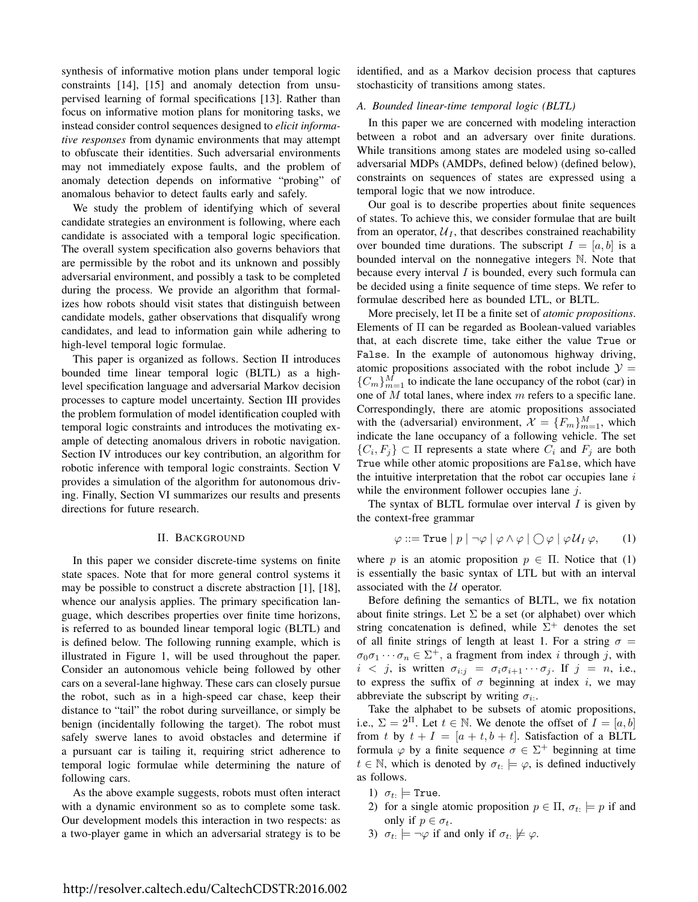synthesis of informative motion plans under temporal logic constraints [14], [15] and anomaly detection from unsupervised learning of formal specifications [13]. Rather than focus on informative motion plans for monitoring tasks, we instead consider control sequences designed to *elicit informative responses* from dynamic environments that may attempt to obfuscate their identities. Such adversarial environments may not immediately expose faults, and the problem of anomaly detection depends on informative "probing" of anomalous behavior to detect faults early and safely.

We study the problem of identifying which of several candidate strategies an environment is following, where each candidate is associated with a temporal logic specification. The overall system specification also governs behaviors that are permissible by the robot and its unknown and possibly adversarial environment, and possibly a task to be completed during the process. We provide an algorithm that formalizes how robots should visit states that distinguish between candidate models, gather observations that disqualify wrong candidates, and lead to information gain while adhering to high-level temporal logic formulae.

This paper is organized as follows. Section II introduces bounded time linear temporal logic (BLTL) as a high-level specification language and adversarial Markov decision processes to capture model uncertainty. Section III provides the problem formulation of model identification coupled with temporal logic constraints and introduces the motivating example of detecting anomalous drivers in robotic navigation. Section IV introduces our key contribution, an algorithm for robotic inference with temporal logic constraints. Section V provides a simulation of the algorithm for autonomous driving. Finally, Section VI summarizes our results and presents directions for future research.

## II. Background

In this paper we consider discrete-time systems on finite state spaces. Note that for more general control systems it may be possible to construct a discrete abstraction [1], [18], whence our analysis applies. The primary specification language, which describes properties over finite time horizons, is referred to as bounded linear temporal logic (BLTL) and is defined below. The following running example, which is illustrated in Figure 1, will be used throughout the paper. Consider an autonomous vehicle being followed by other cars on a several-lane highway. These cars can closely pursue the robot, such as in a high-speed car chase, keep their distance to "tail" the robot during surveillance, or simply be benign (incidentally following the target). The robot must safely swerve lanes to avoid obstacles and determine if a pursuant car is tailing it, requiring strict adherence to temporal logic formulae while determining the nature of following cars.

As the above example suggests, robots must often interact with a dynamic environment so as to complete some task. Our development models this interaction in two respects: as a two-player game in which an adversarial strategy is to be identified, and as a Markov decision process that captures stochasticity of transitions among states.

### A. Bounded linear-time temporal logic (BLTL)

In this paper we are concerned with modeling interaction between a robot and an adversary over finite durations. While transitions among states are modeled using so-called adversarial MDPs (AMDPs, defined below) (defined below), constraints on sequences of states are expressed using a temporal logic that we now introduce.

Our goal is to describe properties about finite sequences of states. To achieve this, we consider formulae that are built from an operator, $\mathcal{U}_I$, that describes constrained reachability over bounded time durations. The subscript $I = [a, b]$ is a bounded interval on the nonnegative integers $\mathbb{N}$. Note that because every interval $I$ is bounded, every such formula can be decided using a finite sequence of time steps. We refer to formulae described here as bounded LTL, or BLTL.

More precisely, let $\Pi$ be a finite set of *atomic propositions*. Elements of $\Pi$ can be regarded as Boolean-valued variables that, at each discrete time, take either the value `True` or `False`. In the example of autonomous highway driving, atomic propositions associated with the robot include $\mathcal{Y} = \{C_m\}_{m=1}^{M}$ to indicate the lane occupancy of the robot (car) in one of $M$ total lanes, where index $m$ refers to a specific lane. Correspondingly, there are atomic propositions associated with the (adversarial) environment, $\mathcal{X} = \{F_m\}_{m=1}^{M}$, which indicate the lane occupancy of a following vehicle. The set $\{C_i, F_j\} \subset \Pi$ represents a state where $C_i$ and $F_j$ are both `True` while other atomic propositions are `False`, which have the intuitive interpretation that the robot car occupies lane $i$ while the environment follower occupies lane $j$.

The syntax of BLTL formulae over interval $I$ is given by the context-free grammar

$$\varphi ::= \texttt{True} \mid p \mid \neg\varphi \mid \varphi \wedge \varphi \mid \bigcirc \varphi \mid \varphi \mathcal{U}_I \varphi, \qquad (1)$$

where $p$ is an atomic proposition $p \in \Pi$. Notice that (1) is essentially the basic syntax of LTL but with an interval associated with the $\mathcal{U}$ operator.

Before defining the semantics of BLTL, we fix notation about finite strings. Let $\Sigma$ be a set (or alphabet) over which string concatenation is defined, while $\Sigma^+$ denotes the set of all finite strings of length at least 1. For a string $\sigma = \sigma_0\sigma_1 \cdots \sigma_n \in \Sigma^+$, a fragment from index $i$ through $j$, with $i < j$, is written $\sigma_{i:j} = \sigma_i\sigma_{i+1}\cdots\sigma_j$. If $j = n$, i.e., to express the suffix of $\sigma$ beginning at index $i$, we may abbreviate the subscript by writing $\sigma_{i:}$.

Take the alphabet to be subsets of atomic propositions, i.e., $\Sigma = 2^{\Pi}$. Let $t \in \mathbb{N}$. We denote the offset of $I = [a, b]$ from $t$ by $t + I = [a + t, b + t]$. Satisfaction of a BLTL formula $\varphi$ by a finite sequence $\sigma \in \Sigma^+$ beginning at time $t \in \mathbb{N}$, which is denoted by $\sigma_{t:} \models \varphi$, is defined inductively as follows.

1) $\sigma_{t:} \models \texttt{True}$.
2) for a single atomic proposition $p \in \Pi$, $\sigma_{t:} \models p$ if and only if $p \in \sigma_t$.
3) $\sigma_{t:} \models \neg\varphi$ if and only if $\sigma_{t:} \not\models \varphi$.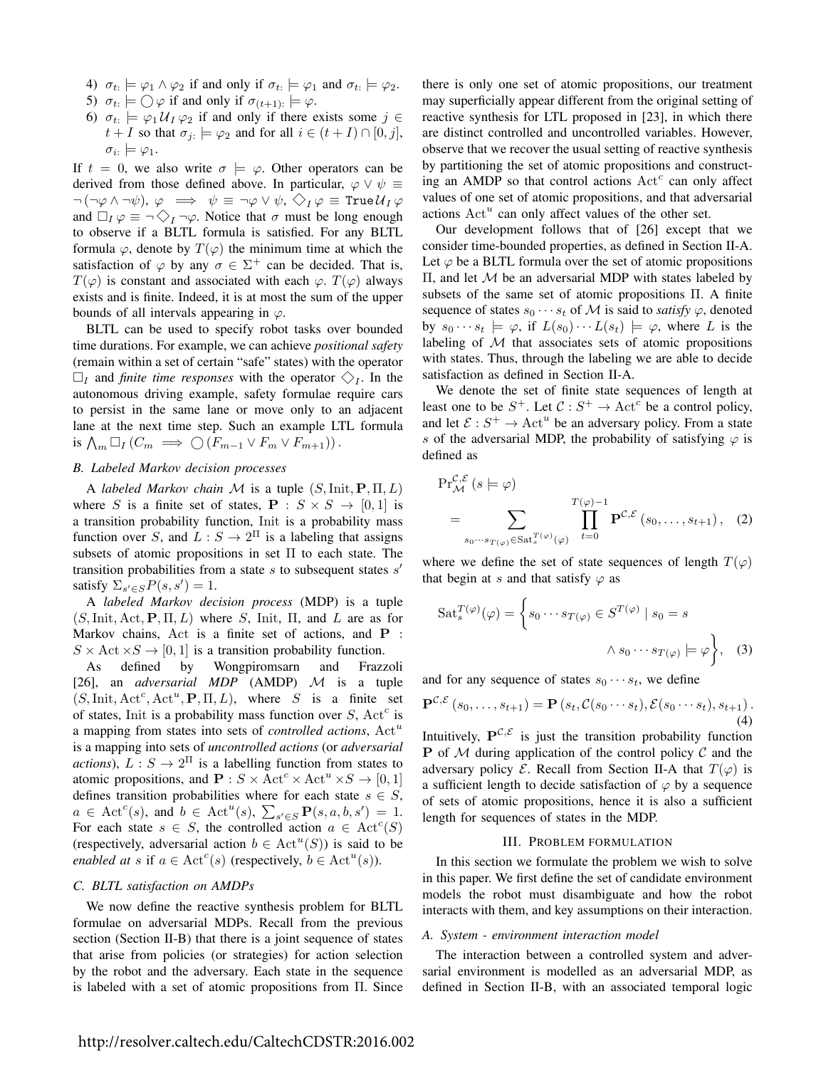4) $\sigma_{t:} \models \varphi_1 \wedge \varphi_2$ if and only if $\sigma_{t:} \models \varphi_1$ and $\sigma_{t:} \models \varphi_2$.
5) $\sigma_{t:} \models \bigcirc \varphi$ if and only if $\sigma_{(t+1):} \models \varphi$.
6) $\sigma_{t:} \models \varphi_1 \mathcal{U}_I \varphi_2$ if and only if there exists some $j \in t + I$ so that $\sigma_{j:} \models \varphi_2$ and for all $i \in (t + I) \cap [0, j]$, $\sigma_{i:} \models \varphi_1$.

If $t = 0$, we also write $\sigma \models \varphi$. Other operators can be derived from those defined above. In particular, $\varphi \vee \psi \equiv \neg(\neg\varphi \wedge \neg\psi)$, $\varphi \implies \psi \equiv \neg\varphi \vee \psi$, $\Diamond_I \varphi \equiv \texttt{True}\,\mathcal{U}_I \varphi$ and $\Box_I \varphi \equiv \neg \Diamond_I \neg\varphi$. Notice that $\sigma$ must be long enough to observe if a BLTL formula is satisfied. For any BLTL formula $\varphi$, denote by $T(\varphi)$ the minimum time at which the satisfaction of $\varphi$ by any $\sigma \in \Sigma^+$ can be decided. That is, $T(\varphi)$ is constant and associated with each $\varphi$. $T(\varphi)$ always exists and is finite. Indeed, it is at most the sum of the upper bounds of all intervals appearing in $\varphi$.

BLTL can be used to specify robot tasks over bounded time durations. For example, we can achieve *positional safety* (remain within a set of certain "safe" states) with the operator $\Box_I$ and *finite time responses* with the operator $\Diamond_I$. In the autonomous driving example, safety formulae require cars to persist in the same lane or move only to an adjacent lane at the next time step. Such an example LTL formula is $\bigwedge_m \Box_I \left(C_m \implies \bigcirc \left(F_{m-1} \vee F_m \vee F_{m+1}\right)\right)$.

### B. Labeled Markov decision processes

A *labeled Markov chain* $\mathcal{M}$ is a tuple $(S, \mathrm{Init}, \mathbf{P}, \Pi, L)$ where $S$ is a finite set of states, $\mathbf{P} : S \times S \to [0, 1]$ is a transition probability function, $\mathrm{Init}$ is a probability mass function over $S$, and $L : S \to 2^{\Pi}$ is a labeling that assigns subsets of atomic propositions in set $\Pi$ to each state. The transition probabilities from a state $s$ to subsequent states $s'$ satisfy $\Sigma_{s' \in S} P(s, s') = 1$.

A *labeled Markov decision process* (MDP) is a tuple $(S, \mathrm{Init}, \mathrm{Act}, \mathbf{P}, \Pi, L)$ where $S$, $\mathrm{Init}$, $\Pi$, and $L$ are as for Markov chains, $\mathrm{Act}$ is a finite set of actions, and $\mathbf{P} : S \times \mathrm{Act} \times S \to [0, 1]$ is a transition probability function.

As defined by Wongpiromsarn and Frazzoli [26], an *adversarial MDP* (AMDP) $\mathcal{M}$ is a tuple $(S, \mathrm{Init}, \mathrm{Act}^c, \mathrm{Act}^u, \mathbf{P}, \Pi, L)$, where $S$ is a finite set of states, $\mathrm{Init}$ is a probability mass function over $S$, $\mathrm{Act}^c$ is a mapping from states into sets of *controlled actions*, $\mathrm{Act}^u$ is a mapping into sets of *uncontrolled actions* (or *adversarial actions*), $L : S \to 2^{\Pi}$ is a labelling function from states to atomic propositions, and $\mathbf{P} : S \times \mathrm{Act}^c \times \mathrm{Act}^u \times S \to [0, 1]$ defines transition probabilities where for each state $s \in S$, $a \in \mathrm{Act}^c(s)$, and $b \in \mathrm{Act}^u(s)$, $\sum_{s' \in S} \mathbf{P}(s, a, b, s') = 1$. For each state $s \in S$, the controlled action $a \in \mathrm{Act}^c(S)$ (respectively, adversarial action $b \in \mathrm{Act}^u(S)$) is said to be *enabled at* $s$ if $a \in \mathrm{Act}^c(s)$ (respectively, $b \in \mathrm{Act}^u(s)$).

### C. BLTL satisfaction on AMDPs

We now define the reactive synthesis problem for BLTL formulae on adversarial MDPs. Recall from the previous section (Section II-B) that there is a joint sequence of states that arise from policies (or strategies) for action selection by the robot and the adversary. Each state in the sequence is labeled with a set of atomic propositions from $\Pi$. Since there is only one set of atomic propositions, our treatment may superficially appear different from the original setting of reactive synthesis for LTL proposed in [23], in which there are distinct controlled and uncontrolled variables. However, observe that we recover the usual setting of reactive synthesis by partitioning the set of atomic propositions and constructing an AMDP so that control actions $\mathrm{Act}^c$ can only affect values of one set of atomic propositions, and that adversarial actions $\mathrm{Act}^u$ can only affect values of the other set.

Our development follows that of [26] except that we consider time-bounded properties, as defined in Section II-A. Let $\varphi$ be a BLTL formula over the set of atomic propositions $\Pi$, and let $\mathcal{M}$ be an adversarial MDP with states labeled by subsets of the same set of atomic propositions $\Pi$. A finite sequence of states $s_0 \cdots s_t$ of $\mathcal{M}$ is said to *satisfy* $\varphi$, denoted by $s_0 \cdots s_t \models \varphi$, if $L(s_0) \cdots L(s_t) \models \varphi$, where $L$ is the labeling of $\mathcal{M}$ that associates sets of atomic propositions with states. Thus, through the labeling we are able to decide satisfaction as defined in Section II-A.

We denote the set of finite state sequences of length at least one to be $S^+$. Let $\mathcal{C} : S^+ \to \mathrm{Act}^c$ be a control policy, and let $\mathcal{E} : S^+ \to \mathrm{Act}^u$ be an adversary policy. From a state $s$ of the adversarial MDP, the probability of satisfying $\varphi$ is defined as

$$
\begin{aligned}
&\Pr\nolimits_{\mathcal{M}}^{\mathcal{C},\mathcal{E}} \left(s \models \varphi\right) \\
&\quad = \sum_{s_0 \cdots s_{T(\varphi)} \in \mathrm{Sat}_s^{T(\varphi)}(\varphi)} \prod_{t=0}^{T(\varphi)-1} \mathbf{P}^{\mathcal{C},\mathcal{E}} \left(s_0, \ldots, s_{t+1}\right), \quad (2)
\end{aligned}
$$

where we define the set of state sequences of length $T(\varphi)$ that begin at $s$ and that satisfy $\varphi$ as

$$
\begin{aligned}
\mathrm{Sat}_s^{T(\varphi)}(\varphi) = \Big\{ & s_0 \cdots s_{T(\varphi)} \in S^{T(\varphi)} \mid s_0 = s \\
& \wedge s_0 \cdots s_{T(\varphi)} \models \varphi \Big\}, \quad (3)
\end{aligned}
$$

and for any sequence of states $s_0 \cdots s_t$, we define

$$
\mathbf{P}^{\mathcal{C},\mathcal{E}} \left(s_0, \ldots, s_{t+1}\right) = \mathbf{P}\left(s_t, \mathcal{C}(s_0 \cdots s_t), \mathcal{E}(s_0 \cdots s_t), s_{t+1}\right). \quad (4)
$$

Intuitively, $\mathbf{P}^{\mathcal{C},\mathcal{E}}$ is just the transition probability function $\mathbf{P}$ of $\mathcal{M}$ during application of the control policy $\mathcal{C}$ and the adversary policy $\mathcal{E}$. Recall from Section II-A that $T(\varphi)$ is a sufficient length to decide satisfaction of $\varphi$ by a sequence of sets of atomic propositions, hence it is also a sufficient length for sequences of states in the MDP.

## III. Problem formulation

In this section we formulate the problem we wish to solve in this paper. We first define the set of candidate environment models the robot must disambiguate and how the robot interacts with them, and key assumptions on their interaction.

### A. System - environment interaction model

The interaction between a controlled system and adversarial environment is modelled as an adversarial MDP, as defined in Section II-B, with an associated temporal logic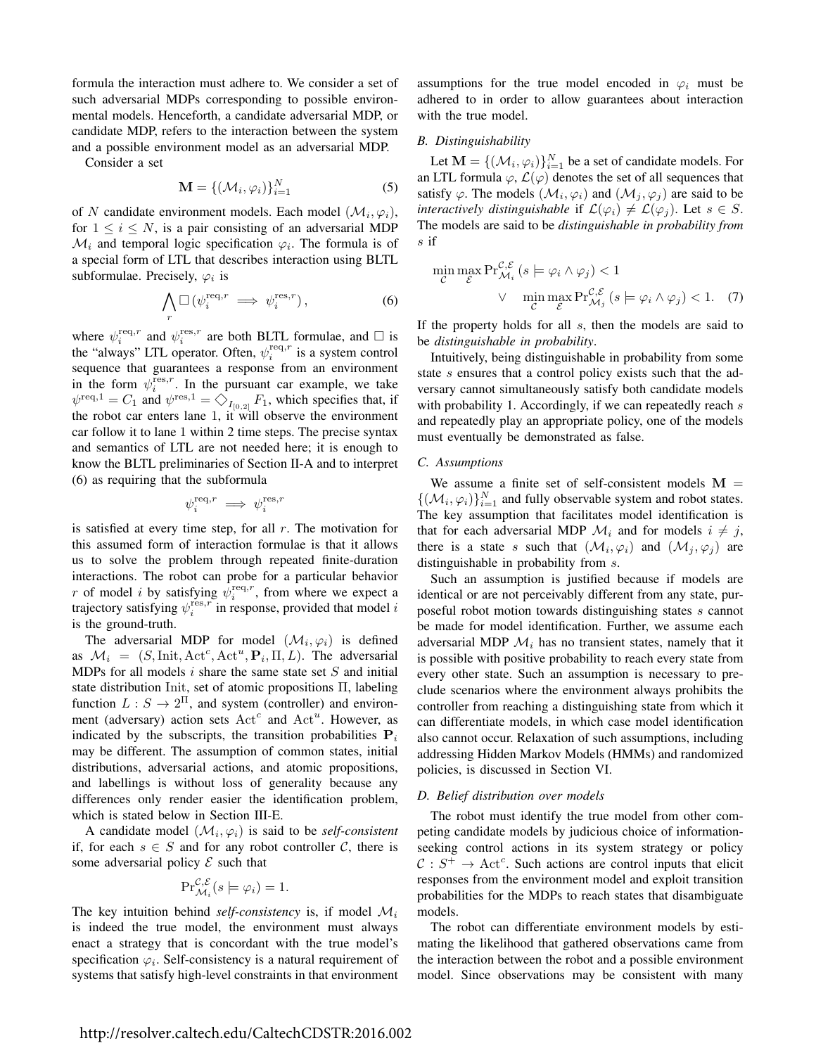formula the interaction must adhere to. We consider a set of such adversarial MDPs corresponding to possible environmental models. Henceforth, a candidate adversarial MDP, or candidate MDP, refers to the interaction between the system and a possible environment model as an adversarial MDP.

Consider a set

$$\mathbf{M} = \{(\mathcal{M}_i, \varphi_i)\}_{i=1}^{N} \tag{5}$$

of $N$ candidate environment models. Each model $(\mathcal{M}_i, \varphi_i)$, for $1 \leq i \leq N$, is a pair consisting of an adversarial MDP $\mathcal{M}_i$ and temporal logic specification $\varphi_i$. The formula is of a special form of LTL that describes interaction using BLTL subformulae. Precisely, $\varphi_i$ is

$$\bigwedge_r \Box \left(\psi_i^{\text{req},r} \implies \psi_i^{\text{res},r}\right), \tag{6}$$

where $\psi_i^{\text{req},r}$ and $\psi_i^{\text{res},r}$ are both BLTL formulae, and $\Box$ is the "always" LTL operator. Often, $\psi_i^{\text{req},r}$ is a system control sequence that guarantees a response from an environment in the form $\psi_i^{\text{res},r}$. In the pursuant car example, we take $\psi^{\text{req},1} = C_1$ and $\psi^{\text{res},1} = \Diamond_{I_{[0,2]}} F_1$, which specifies that, if the robot car enters lane 1, it will observe the environment car follow it to lane 1 within 2 time steps. The precise syntax and semantics of LTL are not needed here; it is enough to know the BLTL preliminaries of Section II-A and to interpret (6) as requiring that the subformula

$$\psi_i^{\text{req},r} \implies \psi_i^{\text{res},r}$$

is satisfied at every time step, for all $r$. The motivation for this assumed form of interaction formulae is that it allows us to solve the problem through repeated finite-duration interactions. The robot can probe for a particular behavior $r$ of model $i$ by satisfying $\psi_i^{\text{req},r}$, from where we expect a trajectory satisfying $\psi_i^{\text{res},r}$ in response, provided that model $i$ is the ground-truth.

The adversarial MDP for model $(\mathcal{M}_i, \varphi_i)$ is defined as $\mathcal{M}_i = (S, \text{Init}, \text{Act}^c, \text{Act}^u, \mathbf{P}_i, \Pi, L)$. The adversarial MDPs for all models $i$ share the same state set $S$ and initial state distribution Init, set of atomic propositions $\Pi$, labeling function $L : S \to 2^{\Pi}$, and system (controller) and environment (adversary) action sets $\text{Act}^c$ and $\text{Act}^u$. However, as indicated by the subscripts, the transition probabilities $\mathbf{P}_i$ may be different. The assumption of common states, initial distributions, adversarial actions, and atomic propositions, and labellings is without loss of generality because any differences only render easier the identification problem, which is stated below in Section III-E.

A candidate model $(\mathcal{M}_i, \varphi_i)$ is said to be *self-consistent* if, for each $s \in S$ and for any robot controller $\mathcal{C}$, there is some adversarial policy $\mathcal{E}$ such that

$$\Pr_{\mathcal{M}_i}^{\mathcal{C},\mathcal{E}}(s \models \varphi_i) = 1.$$

The key intuition behind *self-consistency* is, if model $\mathcal{M}_i$ is indeed the true model, the environment must always enact a strategy that is concordant with the true model's specification $\varphi_i$. Self-consistency is a natural requirement of systems that satisfy high-level constraints in that environment assumptions for the true model encoded in $\varphi_i$ must be adhered to in order to allow guarantees about interaction with the true model.

### B. Distinguishability

Let $\mathbf{M} = \{(\mathcal{M}_i, \varphi_i)\}_{i=1}^{N}$ be a set of candidate models. For an LTL formula $\varphi$, $\mathcal{L}(\varphi)$ denotes the set of all sequences that satisfy $\varphi$. The models $(\mathcal{M}_i, \varphi_i)$ and $(\mathcal{M}_j, \varphi_j)$ are said to be *interactively distinguishable* if $\mathcal{L}(\varphi_i) \neq \mathcal{L}(\varphi_j)$. Let $s \in S$. The models are said to be *distinguishable in probability from* $s$ if

$$\min_{\mathcal{C}} \max_{\mathcal{E}} \Pr_{\mathcal{M}_i}^{\mathcal{C},\mathcal{E}}\left(s \models \varphi_i \wedge \varphi_j\right) < 1 \\ \vee \quad \min_{\mathcal{C}} \max_{\mathcal{E}} \Pr_{\mathcal{M}_j}^{\mathcal{C},\mathcal{E}}\left(s \models \varphi_i \wedge \varphi_j\right) < 1. \tag{7}$$

If the property holds for all $s$, then the models are said to be *distinguishable in probability*.

Intuitively, being distinguishable in probability from some state $s$ ensures that a control policy exists such that the adversary cannot simultaneously satisfy both candidate models with probability 1. Accordingly, if we can repeatedly reach $s$ and repeatedly play an appropriate policy, one of the models must eventually be demonstrated as false.

### C. Assumptions

We assume a finite set of self-consistent models $\mathbf{M} = \{(\mathcal{M}_i, \varphi_i)\}_{i=1}^{N}$ and fully observable system and robot states. The key assumption that facilitates model identification is that for each adversarial MDP $\mathcal{M}_i$ and for models $i \neq j$, there is a state $s$ such that $(\mathcal{M}_i, \varphi_i)$ and $(\mathcal{M}_j, \varphi_j)$ are distinguishable in probability from $s$.

Such an assumption is justified because if models are identical or are not perceivably different from any state, purposeful robot motion towards distinguishing states $s$ cannot be made for model identification. Further, we assume each adversarial MDP $\mathcal{M}_i$ has no transient states, namely that it is possible with positive probability to reach every state from every other state. Such an assumption is necessary to preclude scenarios where the environment always prohibits the controller from reaching a distinguishing state from which it can differentiate models, in which case model identification also cannot occur. Relaxation of such assumptions, including addressing Hidden Markov Models (HMMs) and randomized policies, is discussed in Section VI.

### D. Belief distribution over models

The robot must identify the true model from other competing candidate models by judicious choice of information-seeking control actions in its system strategy or policy $\mathcal{C} : S^{+} \to \text{Act}^c$. Such actions are control inputs that elicit responses from the environment model and exploit transition probabilities for the MDPs to reach states that disambiguate models.

The robot can differentiate environment models by estimating the likelihood that gathered observations came from the interaction between the robot and a possible environment model. Since observations may be consistent with many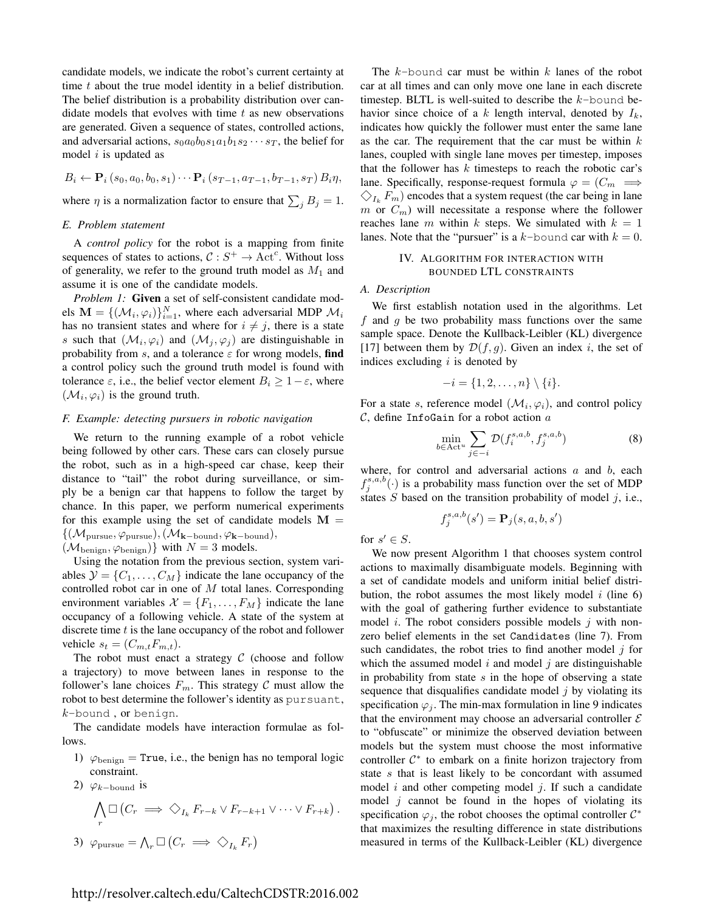candidate models, we indicate the robot's current certainty at time $t$ about the true model identity in a belief distribution. The belief distribution is a probability distribution over candidate models that evolves with time $t$ as new observations are generated. Given a sequence of states, controlled actions, and adversarial actions, $s_0 a_0 b_0 s_1 a_1 b_1 s_2 \cdots s_T$, the belief for model $i$ is updated as

$$B_i \leftarrow \mathbf{P}_i(s_0, a_0, b_0, s_1) \cdots \mathbf{P}_i(s_{T-1}, a_{T-1}, b_{T-1}, s_T) B_i \eta,$$

where $\eta$ is a normalization factor to ensure that $\sum_j B_j = 1$.

### E. Problem statement

A *control policy* for the robot is a mapping from finite sequences of states to actions, $\mathcal{C} : S^+ \to \text{Act}^c$. Without loss of generality, we refer to the ground truth model as $M_1$ and assume it is one of the candidate models.

*Problem 1:* **Given** a set of self-consistent candidate models $\mathbf{M} = \{(\mathcal{M}_i, \varphi_i)\}_{i=1}^N$, where each adversarial MDP $\mathcal{M}_i$ has no transient states and where for $i \neq j$, there is a state $s$ such that $(\mathcal{M}_i, \varphi_i)$ and $(\mathcal{M}_j, \varphi_j)$ are distinguishable in probability from $s$, and a tolerance $\varepsilon$ for wrong models, **find** a control policy such the ground truth model is found with tolerance $\varepsilon$, i.e., the belief vector element $B_i \geq 1 - \varepsilon$, where $(\mathcal{M}_i, \varphi_i)$ is the ground truth.

### F. Example: detecting pursuers in robotic navigation

We return to the running example of a robot vehicle being followed by other cars. These cars can closely pursue the robot, such as in a high-speed car chase, keep their distance to "tail" the robot during surveillance, or simply be a benign car that happens to follow the target by chance. In this paper, we perform numerical experiments for this example using the set of candidate models $\mathbf{M} = \{(\mathcal{M}_{\text{pursue}}, \varphi_{\text{pursue}}), (\mathcal{M}_{\mathbf{k}-\text{bound}}, \varphi_{\mathbf{k}-\text{bound}}), (\mathcal{M}_{\text{benign}}, \varphi_{\text{benign}})\}$ with $N = 3$ models.

Using the notation from the previous section, system variables $\mathcal{Y} = \{C_1, \ldots, C_M\}$ indicate the lane occupancy of the controlled robot car in one of $M$ total lanes. Corresponding environment variables $\mathcal{X} = \{F_1, \ldots, F_M\}$ indicate the lane occupancy of a following vehicle. A state of the system at discrete time $t$ is the lane occupancy of the robot and follower vehicle $s_t = (C_{m,t} F_{m,t})$.

The robot must enact a strategy $\mathcal{C}$ (choose and follow a trajectory) to move between lanes in response to the follower's lane choices $F_m$. This strategy $\mathcal{C}$ must allow the robot to best determine the follower's identity as `pursuant`, $k$-`bound` , or `benign`.

The candidate models have interaction formulae as follows.

1) $\varphi_{\text{benign}} = \texttt{True}$, i.e., the benign has no temporal logic constraint.
2) $\varphi_{k-\text{bound}}$ is
$$\bigwedge_r \square \left( C_r \implies \Diamond_{I_k} F_{r-k} \vee F_{r-k+1} \vee \cdots \vee F_{r+k} \right).$$
3) $\varphi_{\text{pursue}} = \bigwedge_r \square \left( C_r \implies \Diamond_{I_k} F_r \right)$

The $k-$`bound` car must be within $k$ lanes of the robot car at all times and can only move one lane in each discrete timestep. BLTL is well-suited to describe the $k-$`bound` behavior since choice of a $k$ length interval, denoted by $I_k$, indicates how quickly the follower must enter the same lane as the car. The requirement that the car must be within $k$ lanes, coupled with single lane moves per timestep, imposes that the follower has $k$ timesteps to reach the robotic car's lane. Specifically, response-request formula $\varphi = (C_m \implies \Diamond_{I_k} F_m)$ encodes that a system request (the car being in lane $m$ or $C_m$) will necessitate a response where the follower reaches lane $m$ within $k$ steps. We simulated with $k = 1$ lanes. Note that the "pursuer" is a $k-$`bound` car with $k = 0$.

## IV. Algorithm for interaction with bounded LTL constraints

### A. Description

We first establish notation used in the algorithms. Let $f$ and $g$ be two probability mass functions over the same sample space. Denote the Kullback-Leibler (KL) divergence [17] between them by $\mathcal{D}(f, g)$. Given an index $i$, the set of indices excluding $i$ is denoted by

$$-i = \{1, 2, \ldots, n\} \setminus \{i\}.$$

For a state $s$, reference model $(\mathcal{M}_i, \varphi_i)$, and control policy $\mathcal{C}$, define `InfoGain` for a robot action $a$

$$\min_{b \in \text{Act}^u} \sum_{j \in -i} \mathcal{D}(f_i^{s,a,b}, f_j^{s,a,b}) \tag{8}$$

where, for control and adversarial actions $a$ and $b$, each $f_j^{s,a,b}(\cdot)$ is a probability mass function over the set of MDP states $S$ based on the transition probability of model $j$, i.e.,

$$f_j^{s,a,b}(s') = \mathbf{P}_j(s, a, b, s')$$

for $s' \in S$.

We now present Algorithm 1 that chooses system control actions to maximally disambiguate models. Beginning with a set of candidate models and uniform initial belief distribution, the robot assumes the most likely model $i$ (line 6) with the goal of gathering further evidence to substantiate model $i$. The robot considers possible models $j$ with nonzero belief elements in the set `Candidates` (line 7). From such candidates, the robot tries to find another model $j$ for which the assumed model $i$ and model $j$ are distinguishable in probability from state $s$ in the hope of observing a state sequence that disqualifies candidate model $j$ by violating its specification $\varphi_j$. The min-max formulation in line 9 indicates that the environment may choose an adversarial controller $\mathcal{E}$ to "obfuscate" or minimize the observed deviation between models but the system must choose the most informative controller $\mathcal{C}^*$ to embark on a finite horizon trajectory from state $s$ that is least likely to be concordant with assumed model $i$ and other competing model $j$. If such a candidate model $j$ cannot be found in the hopes of violating its specification $\varphi_j$, the robot chooses the optimal controller $\mathcal{C}^*$ that maximizes the resulting difference in state distributions measured in terms of the Kullback-Leibler (KL) divergence

http://resolver.caltech.edu/CaltechCDSTR:2016.002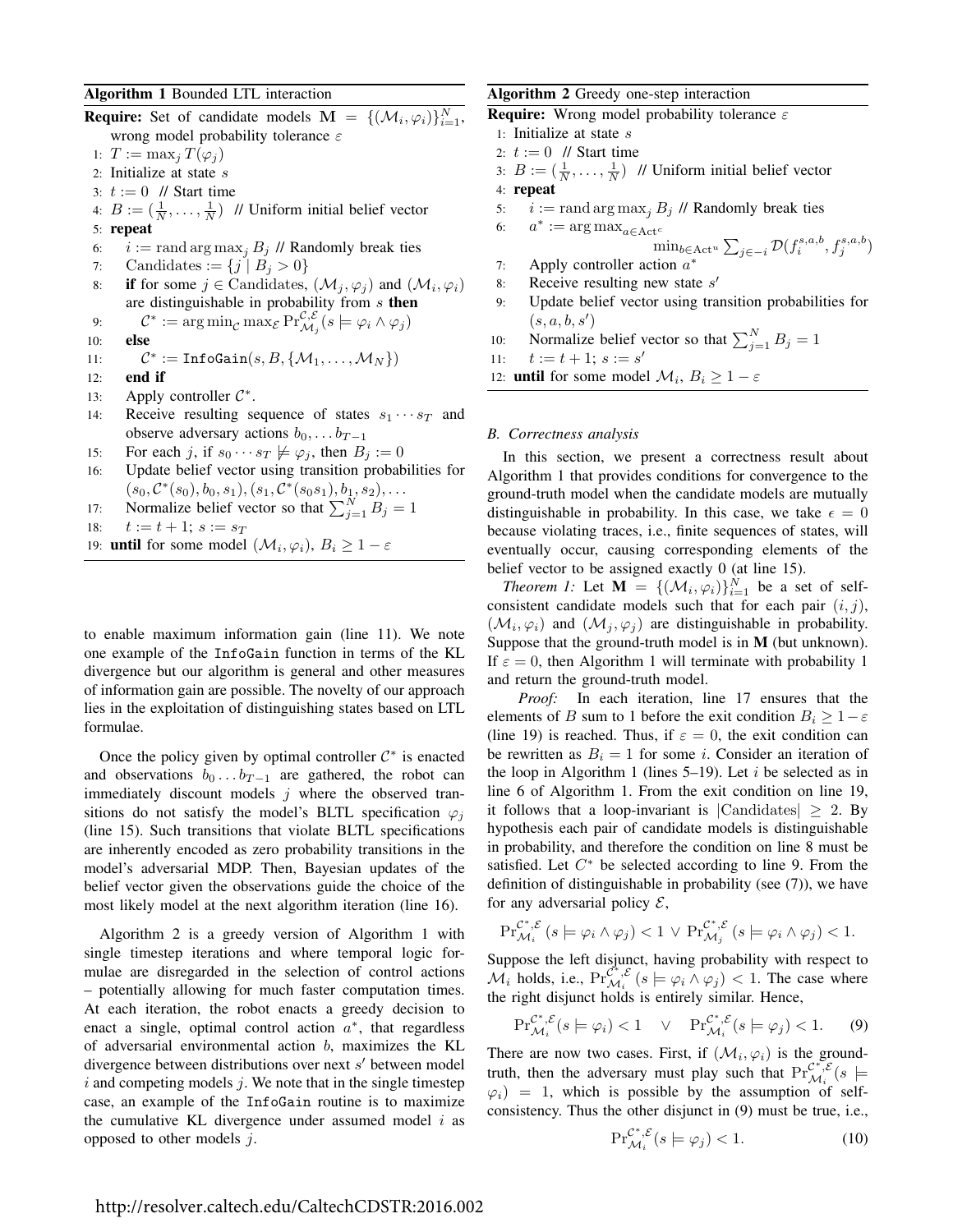**Algorithm 1** Bounded LTL interaction

**Require:** Set of candidate models $\mathbf{M} = \{(\mathcal{M}_i, \varphi_i)\}_{i=1}^N$, wrong model probability tolerance $\varepsilon$

1: $T := \max_j T(\varphi_j)$
2: Initialize at state $s$
3: $t := 0$ // Start time
4: $B := (\frac{1}{N}, \ldots, \frac{1}{N})$ // Uniform initial belief vector
5: **repeat**
6: $\quad i := \text{rand} \arg\max_j B_j$ // Randomly break ties
7: $\quad$ Candidates $:= \{j \mid B_j > 0\}$
8: $\quad$ **if** for some $j \in$ Candidates, $(\mathcal{M}_j, \varphi_j)$ and $(\mathcal{M}_i, \varphi_i)$ are distinguishable in probability from $s$ **then**
9: $\quad\quad \mathcal{C}^* := \arg\min_{\mathcal{C}} \max_{\mathcal{E}} \Pr_{\mathcal{M}_j}^{\mathcal{C},\mathcal{E}}(s \models \varphi_i \wedge \varphi_j)$
10: $\quad$ **else**
11: $\quad\quad \mathcal{C}^* :=$ `InfoGain`$(s, B, \{\mathcal{M}_1, \ldots, \mathcal{M}_N\})$
12: $\quad$ **end if**
13: $\quad$ Apply controller $\mathcal{C}^*$.
14: $\quad$ Receive resulting sequence of states $s_1 \cdots s_T$ and observe adversary actions $b_0, \ldots b_{T-1}$
15: $\quad$ For each $j$, if $s_0 \cdots s_T \not\models \varphi_j$, then $B_j := 0$
16: $\quad$ Update belief vector using transition probabilities for $(s_0, \mathcal{C}^*(s_0), b_0, s_1), (s_1, \mathcal{C}^*(s_0 s_1), b_1, s_2), \ldots$
17: $\quad$ Normalize belief vector so that $\sum_{j=1}^N B_j = 1$
18: $\quad t := t + 1;\ s := s_T$
19: **until** for some model $(\mathcal{M}_i, \varphi_i)$, $B_i \geq 1 - \varepsilon$

to enable maximum information gain (line 11). We note one example of the `InfoGain` function in terms of the KL divergence but our algorithm is general and other measures of information gain are possible. The novelty of our approach lies in the exploitation of distinguishing states based on LTL formulae.

Once the policy given by optimal controller $\mathcal{C}^*$ is enacted and observations $b_0 \ldots b_{T-1}$ are gathered, the robot can immediately discount models $j$ where the observed transitions do not satisfy the model's BLTL specification $\varphi_j$ (line 15). Such transitions that violate BLTL specifications are inherently encoded as zero probability transitions in the model's adversarial MDP. Then, Bayesian updates of the belief vector given the observations guide the choice of the most likely model at the next algorithm iteration (line 16).

Algorithm 2 is a greedy version of Algorithm 1 with single timestep iterations and where temporal logic formulae are disregarded in the selection of control actions – potentially allowing for much faster computation times. At each iteration, the robot enacts a greedy decision to enact a single, optimal control action $a^*$, that regardless of adversarial environmental action $b$, maximizes the KL divergence between distributions over next $s'$ between model $i$ and competing models $j$. We note that in the single timestep case, an example of the `InfoGain` routine is to maximize the cumulative KL divergence under assumed model $i$ as opposed to other models $j$.

**Algorithm 2** Greedy one-step interaction

**Require:** Wrong model probability tolerance $\varepsilon$

1: Initialize at state $s$
2: $t := 0$ // Start time
3: $B := (\frac{1}{N}, \ldots, \frac{1}{N})$ // Uniform initial belief vector
4: **repeat**
5: $\quad i := \text{rand} \arg\max_j B_j$ // Randomly break ties
6: $\quad a^* := \arg\max_{a \in \text{Act}^c} \min_{b \in \text{Act}^u} \sum_{j \in -i} \mathcal{D}(f_i^{s,a,b}, f_j^{s,a,b})$
7: $\quad$ Apply controller action $a^*$
8: $\quad$ Receive resulting new state $s'$
9: $\quad$ Update belief vector using transition probabilities for $(s, a, b, s')$
10: $\quad$ Normalize belief vector so that $\sum_{j=1}^N B_j = 1$
11: $\quad t := t + 1;\ s := s'$
12: **until** for some model $\mathcal{M}_i$, $B_i \geq 1 - \varepsilon$

### B. Correctness analysis

In this section, we present a correctness result about Algorithm 1 that provides conditions for convergence to the ground-truth model when the candidate models are mutually distinguishable in probability. In this case, we take $\epsilon = 0$ because violating traces, i.e., finite sequences of states, will eventually occur, causing corresponding elements of the belief vector to be assigned exactly 0 (at line 15).

*Theorem 1:* Let $\mathbf{M} = \{(\mathcal{M}_i, \varphi_i)\}_{i=1}^N$ be a set of self-consistent candidate models such that for each pair $(i, j)$, $(\mathcal{M}_i, \varphi_i)$ and $(\mathcal{M}_j, \varphi_j)$ are distinguishable in probability. Suppose that the ground-truth model is in $\mathbf{M}$ (but unknown). If $\varepsilon = 0$, then Algorithm 1 will terminate with probability 1 and return the ground-truth model.

*Proof:* In each iteration, line 17 ensures that the elements of $B$ sum to 1 before the exit condition $B_i \geq 1 - \varepsilon$ (line 19) is reached. Thus, if $\varepsilon = 0$, the exit condition can be rewritten as $B_i = 1$ for some $i$. Consider an iteration of the loop in Algorithm 1 (lines 5–19). Let $i$ be selected as in line 6 of Algorithm 1. From the exit condition on line 19, it follows that a loop-invariant is $|\text{Candidates}| \geq 2$. By hypothesis each pair of candidate models is distinguishable in probability, and therefore the condition on line 8 must be satisfied. Let $C^*$ be selected according to line 9. From the definition of distinguishable in probability (see (7)), we have for any adversarial policy $\mathcal{E}$,

$$\Pr_{\mathcal{M}_i}^{\mathcal{C}^*,\mathcal{E}}(s \models \varphi_i \wedge \varphi_j) < 1 \ \vee\ \Pr_{\mathcal{M}_j}^{\mathcal{C}^*,\mathcal{E}}(s \models \varphi_i \wedge \varphi_j) < 1.$$

Suppose the left disjunct, having probability with respect to $\mathcal{M}_i$ holds, i.e., $\Pr_{\mathcal{M}_i}^{\mathcal{C}^*,\mathcal{E}}(s \models \varphi_i \wedge \varphi_j) < 1$. The case where the right disjunct holds is entirely similar. Hence,

$$\Pr_{\mathcal{M}_i}^{\mathcal{C}^*,\mathcal{E}}(s \models \varphi_i) < 1 \quad \vee \quad \Pr_{\mathcal{M}_i}^{\mathcal{C}^*,\mathcal{E}}(s \models \varphi_j) < 1. \tag{9}$$

There are now two cases. First, if $(\mathcal{M}_i, \varphi_i)$ is the ground-truth, then the adversary must play such that $\Pr_{\mathcal{M}_i}^{\mathcal{C}^*,\mathcal{E}}(s \models \varphi_i) = 1$, which is possible by the assumption of self-consistency. Thus the other disjunct in (9) must be true, i.e.,

$$\Pr_{\mathcal{M}_i}^{\mathcal{C}^*,\mathcal{E}}(s \models \varphi_j) < 1. \tag{10}$$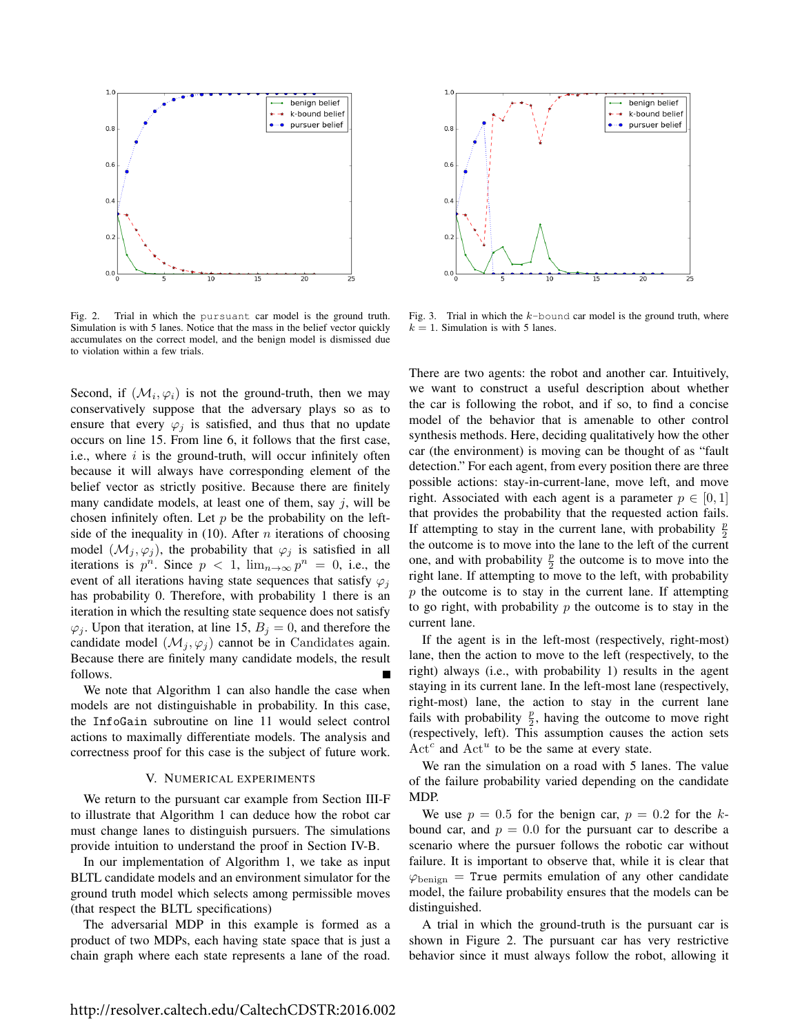Fig. 2. Trial in which the `pursuant` car model is the ground truth. Simulation is with 5 lanes. Notice that the mass in the belief vector quickly accumulates on the correct model, and the benign model is dismissed due to violation within a few trials.

Fig. 3. Trial in which the $k$-`bound` car model is the ground truth, where $k = 1$. Simulation is with 5 lanes.

Second, if $(\mathcal{M}_i, \varphi_i)$ is not the ground-truth, then we may conservatively suppose that the adversary plays so as to ensure that every $\varphi_j$ is satisfied, and thus that no update occurs on line 15. From line 6, it follows that the first case, i.e., where $i$ is the ground-truth, will occur infinitely often because it will always have corresponding element of the belief vector as strictly positive. Because there are finitely many candidate models, at least one of them, say $j$, will be chosen infinitely often. Let $p$ be the probability on the left-side of the inequality in (10). After $n$ iterations of choosing model $(\mathcal{M}_j, \varphi_j)$, the probability that $\varphi_j$ is satisfied in all iterations is $p^n$. Since $p < 1$, $\lim_{n\to\infty} p^n = 0$, i.e., the event of all iterations having state sequences that satisfy $\varphi_j$ has probability 0. Therefore, with probability 1 there is an iteration in which the resulting state sequence does not satisfy $\varphi_j$. Upon that iteration, at line 15, $B_j = 0$, and therefore the candidate model $(\mathcal{M}_j, \varphi_j)$ cannot be in $\mathrm{Candidates}$ again. Because there are finitely many candidate models, the result follows. ∎

We note that Algorithm 1 can also handle the case when models are not distinguishable in probability. In this case, the `InfoGain` subroutine on line 11 would select control actions to maximally differentiate models. The analysis and correctness proof for this case is the subject of future work.

## V. Numerical Experiments

We return to the pursuant car example from Section III-F to illustrate that Algorithm 1 can deduce how the robot car must change lanes to distinguish pursuers. The simulations provide intuition to understand the proof in Section IV-B.

In our implementation of Algorithm 1, we take as input BLTL candidate models and an environment simulator for the ground truth model which selects among permissible moves (that respect the BLTL specifications)

The adversarial MDP in this example is formed as a product of two MDPs, each having state space that is just a chain graph where each state represents a lane of the road. There are two agents: the robot and another car. Intuitively, we want to construct a useful description about whether the car is following the robot, and if so, to find a concise model of the behavior that is amenable to other control synthesis methods. Here, deciding qualitatively how the other car (the environment) is moving can be thought of as "fault detection." For each agent, from every position there are three possible actions: stay-in-current-lane, move left, and move right. Associated with each agent is a parameter $p \in [0, 1]$ that provides the probability that the requested action fails. If attempting to stay in the current lane, with probability $\frac{p}{2}$ the outcome is to move into the lane to the left of the current one, and with probability $\frac{p}{2}$ the outcome is to move into the right lane. If attempting to move to the left, with probability $p$ the outcome is to stay in the current lane. If attempting to go right, with probability $p$ the outcome is to stay in the current lane.

If the agent is in the left-most (respectively, right-most) lane, then the action to move to the left (respectively, to the right) always (i.e., with probability 1) results in the agent staying in its current lane. In the left-most (respectively, right-most) lane, the action to stay in the current lane fails with probability $\frac{p}{2}$, having the outcome to move right (respectively, left). This assumption causes the action sets $\mathrm{Act}^c$ and $\mathrm{Act}^u$ to be the same at every state.

We ran the simulation on a road with 5 lanes. The value of the failure probability varied depending on the candidate MDP.

We use $p = 0.5$ for the benign car, $p = 0.2$ for the $k$-bound car, and $p = 0.0$ for the pursuant car to describe a scenario where the pursuer follows the robotic car without failure. It is important to observe that, while it is clear that $\varphi_{\mathrm{benign}} = \texttt{True}$ permits emulation of any other candidate model, the failure probability ensures that the models can be distinguished.

A trial in which the ground-truth is the pursuant car is shown in Figure 2. The pursuant car has very restrictive behavior since it must always follow the robot, allowing it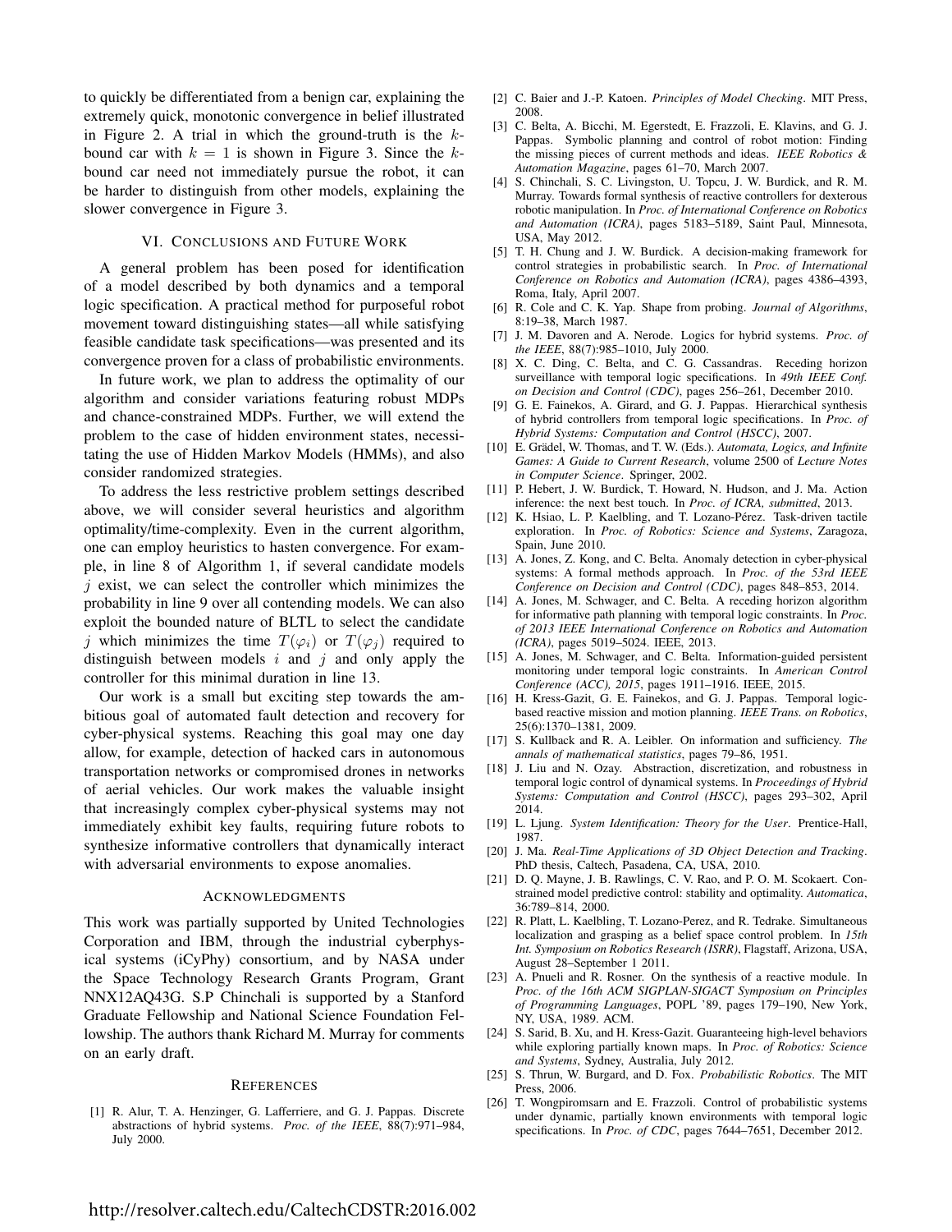to quickly be differentiated from a benign car, explaining the extremely quick, monotonic convergence in belief illustrated in Figure 2. A trial in which the ground-truth is the $k$-bound car with $k = 1$ is shown in Figure 3. Since the $k$-bound car need not immediately pursue the robot, it can be harder to distinguish from other models, explaining the slower convergence in Figure 3.

## VI. Conclusions and Future Work

A general problem has been posed for identification of a model described by both dynamics and a temporal logic specification. A practical method for purposeful robot movement toward distinguishing states—all while satisfying feasible candidate task specifications—was presented and its convergence proven for a class of probabilistic environments.

In future work, we plan to address the optimality of our algorithm and consider variations featuring robust MDPs and chance-constrained MDPs. Further, we will extend the problem to the case of hidden environment states, necessitating the use of Hidden Markov Models (HMMs), and also consider randomized strategies.

To address the less restrictive problem settings described above, we will consider several heuristics and algorithm optimality/time-complexity. Even in the current algorithm, one can employ heuristics to hasten convergence. For example, in line 8 of Algorithm 1, if several candidate models $j$ exist, we can select the controller which minimizes the probability in line 9 over all contending models. We can also exploit the bounded nature of BLTL to select the candidate $j$ which minimizes the time $T(\varphi_i)$ or $T(\varphi_j)$ required to distinguish between models $i$ and $j$ and only apply the controller for this minimal duration in line 13.

Our work is a small but exciting step towards the ambitious goal of automated fault detection and recovery for cyber-physical systems. Reaching this goal may one day allow, for example, detection of hacked cars in autonomous transportation networks or compromised drones in networks of aerial vehicles. Our work makes the valuable insight that increasingly complex cyber-physical systems may not immediately exhibit key faults, requiring future robots to synthesize informative controllers that dynamically interact with adversarial environments to expose anomalies.

## Acknowledgments

This work was partially supported by United Technologies Corporation and IBM, through the industrial cyberphysical systems (iCyPhy) consortium, and by NASA under the Space Technology Research Grants Program, Grant NNX12AQ43G. S.P Chinchali is supported by a Stanford Graduate Fellowship and National Science Foundation Fellowship. The authors thank Richard M. Murray for comments on an early draft.

## References

[1] R. Alur, T. A. Henzinger, G. Lafferriere, and G. J. Pappas. Discrete abstractions of hybrid systems. *Proc. of the IEEE*, 88(7):971–984, July 2000.

[2] C. Baier and J.-P. Katoen. *Principles of Model Checking*. MIT Press, 2008.

[3] C. Belta, A. Bicchi, M. Egerstedt, E. Frazzoli, E. Klavins, and G. J. Pappas. Symbolic planning and control of robot motion: Finding the missing pieces of current methods and ideas. *IEEE Robotics & Automation Magazine*, pages 61–70, March 2007.

[4] S. Chinchali, S. C. Livingston, U. Topcu, J. W. Burdick, and R. M. Murray. Towards formal synthesis of reactive controllers for dexterous robotic manipulation. In *Proc. of International Conference on Robotics and Automation (ICRA)*, pages 5183–5189, Saint Paul, Minnesota, USA, May 2012.

[5] T. H. Chung and J. W. Burdick. A decision-making framework for control strategies in probabilistic search. In *Proc. of International Conference on Robotics and Automation (ICRA)*, pages 4386–4393, Roma, Italy, April 2007.

[6] R. Cole and C. K. Yap. Shape from probing. *Journal of Algorithms*, 8:19–38, March 1987.

[7] J. M. Davoren and A. Nerode. Logics for hybrid systems. *Proc. of the IEEE*, 88(7):985–1010, July 2000.

[8] X. C. Ding, C. Belta, and C. G. Cassandras. Receding horizon surveillance with temporal logic specifications. In *49th IEEE Conf. on Decision and Control (CDC)*, pages 256–261, December 2010.

[9] G. E. Fainekos, A. Girard, and G. J. Pappas. Hierarchical synthesis of hybrid controllers from temporal logic specifications. In *Proc. of Hybrid Systems: Computation and Control (HSCC)*, 2007.

[10] E. Grädel, W. Thomas, and T. W. (Eds.). *Automata, Logics, and Infinite Games: A Guide to Current Research*, volume 2500 of *Lecture Notes in Computer Science*. Springer, 2002.

[11] P. Hebert, J. W. Burdick, T. Howard, N. Hudson, and J. Ma. Action inference: the next best touch. In *Proc. of ICRA, submitted*, 2013.

[12] K. Hsiao, L. P. Kaelbling, and T. Lozano-Pérez. Task-driven tactile exploration. In *Proc. of Robotics: Science and Systems*, Zaragoza, Spain, June 2010.

[13] A. Jones, Z. Kong, and C. Belta. Anomaly detection in cyber-physical systems: A formal methods approach. In *Proc. of the 53rd IEEE Conference on Decision and Control (CDC)*, pages 848–853, 2014.

[14] A. Jones, M. Schwager, and C. Belta. A receding horizon algorithm for informative path planning with temporal logic constraints. In *Proc. of 2013 IEEE International Conference on Robotics and Automation (ICRA)*, pages 5019–5024. IEEE, 2013.

[15] A. Jones, M. Schwager, and C. Belta. Information-guided persistent monitoring under temporal logic constraints. In *American Control Conference (ACC), 2015*, pages 1911–1916. IEEE, 2015.

[16] H. Kress-Gazit, G. E. Fainekos, and G. J. Pappas. Temporal logic-based reactive mission and motion planning. *IEEE Trans. on Robotics*, 25(6):1370–1381, 2009.

[17] S. Kullback and R. A. Leibler. On information and sufficiency. *The annals of mathematical statistics*, pages 79–86, 1951.

[18] J. Liu and N. Ozay. Abstraction, discretization, and robustness in temporal logic control of dynamical systems. In *Proceedings of Hybrid Systems: Computation and Control (HSCC)*, pages 293–302, April 2014.

[19] L. Ljung. *System Identification: Theory for the User*. Prentice-Hall, 1987.

[20] J. Ma. *Real-Time Applications of 3D Object Detection and Tracking*. PhD thesis, Caltech, Pasadena, CA, USA, 2010.

[21] D. Q. Mayne, J. B. Rawlings, C. V. Rao, and P. O. M. Scokaert. Constrained model predictive control: stability and optimality. *Automatica*, 36:789–814, 2000.

[22] R. Platt, L. Kaelbling, T. Lozano-Perez, and R. Tedrake. Simultaneous localization and grasping as a belief space control problem. In *15th Int. Symposium on Robotics Research (ISRR)*, Flagstaff, Arizona, USA, August 28–September 1 2011.

[23] A. Pnueli and R. Rosner. On the synthesis of a reactive module. In *Proc. of the 16th ACM SIGPLAN-SIGACT Symposium on Principles of Programming Languages*, POPL '89, pages 179–190, New York, NY, USA, 1989. ACM.

[24] S. Sarid, B. Xu, and H. Kress-Gazit. Guaranteeing high-level behaviors while exploring partially known maps. In *Proc. of Robotics: Science and Systems*, Sydney, Australia, July 2012.

[25] S. Thrun, W. Burgard, and D. Fox. *Probabilistic Robotics*. The MIT Press, 2006.

[26] T. Wongpiromsarn and E. Frazzoli. Control of probabilistic systems under dynamic, partially known environments with temporal logic specifications. In *Proc. of CDC*, pages 7644–7651, December 2012.

http://resolver.caltech.edu/CaltechCDSTR:2016.002